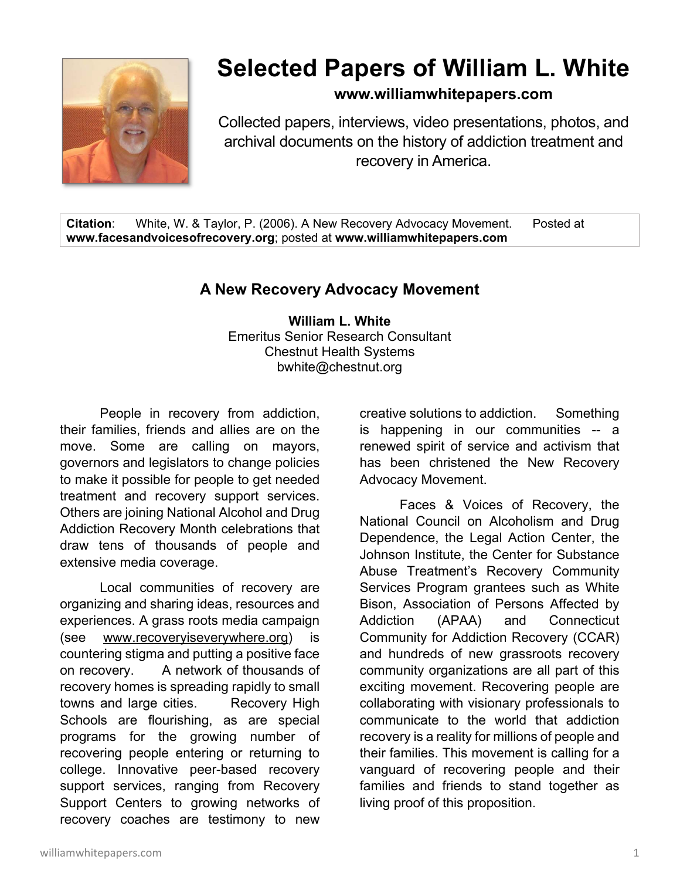# Selected Papers of William L. White

**www.williamwhitepapers.com**

Collected papers, interviews, video presentations, photos, and archival documents on the history of addiction treatment and recovery in America.

**Citation**: White, W. & Taylor, P. (2006). A New Recovery Advocacy Movement. Posted at **www.facesandvoicesofrecovery.org**; posted at **www.williamwhitepapers.com**

## A New Recovery Advocacy Movement

**William L. White**
Emeritus Senior Research Consultant
Chestnut Health Systems
bwhite@chestnut.org

People in recovery from addiction, their families, friends and allies are on the move. Some are calling on mayors, governors and legislators to change policies to make it possible for people to get needed treatment and recovery support services. Others are joining National Alcohol and Drug Addiction Recovery Month celebrations that draw tens of thousands of people and extensive media coverage.

Local communities of recovery are organizing and sharing ideas, resources and experiences. A grass roots media campaign (see www.recoveryiseverywhere.org) is countering stigma and putting a positive face on recovery. A network of thousands of recovery homes is spreading rapidly to small towns and large cities. Recovery High Schools are flourishing, as are special programs for the growing number of recovering people entering or returning to college. Innovative peer-based recovery support services, ranging from Recovery Support Centers to growing networks of recovery coaches are testimony to new creative solutions to addiction. Something is happening in our communities -- a renewed spirit of service and activism that has been christened the New Recovery Advocacy Movement.

Faces & Voices of Recovery, the National Council on Alcoholism and Drug Dependence, the Legal Action Center, the Johnson Institute, the Center for Substance Abuse Treatment's Recovery Community Services Program grantees such as White Bison, Association of Persons Affected by Addiction (APAA) and Connecticut Community for Addiction Recovery (CCAR) and hundreds of new grassroots recovery community organizations are all part of this exciting movement. Recovering people are collaborating with visionary professionals to communicate to the world that addiction recovery is a reality for millions of people and their families. This movement is calling for a vanguard of recovering people and their families and friends to stand together as living proof of this proposition.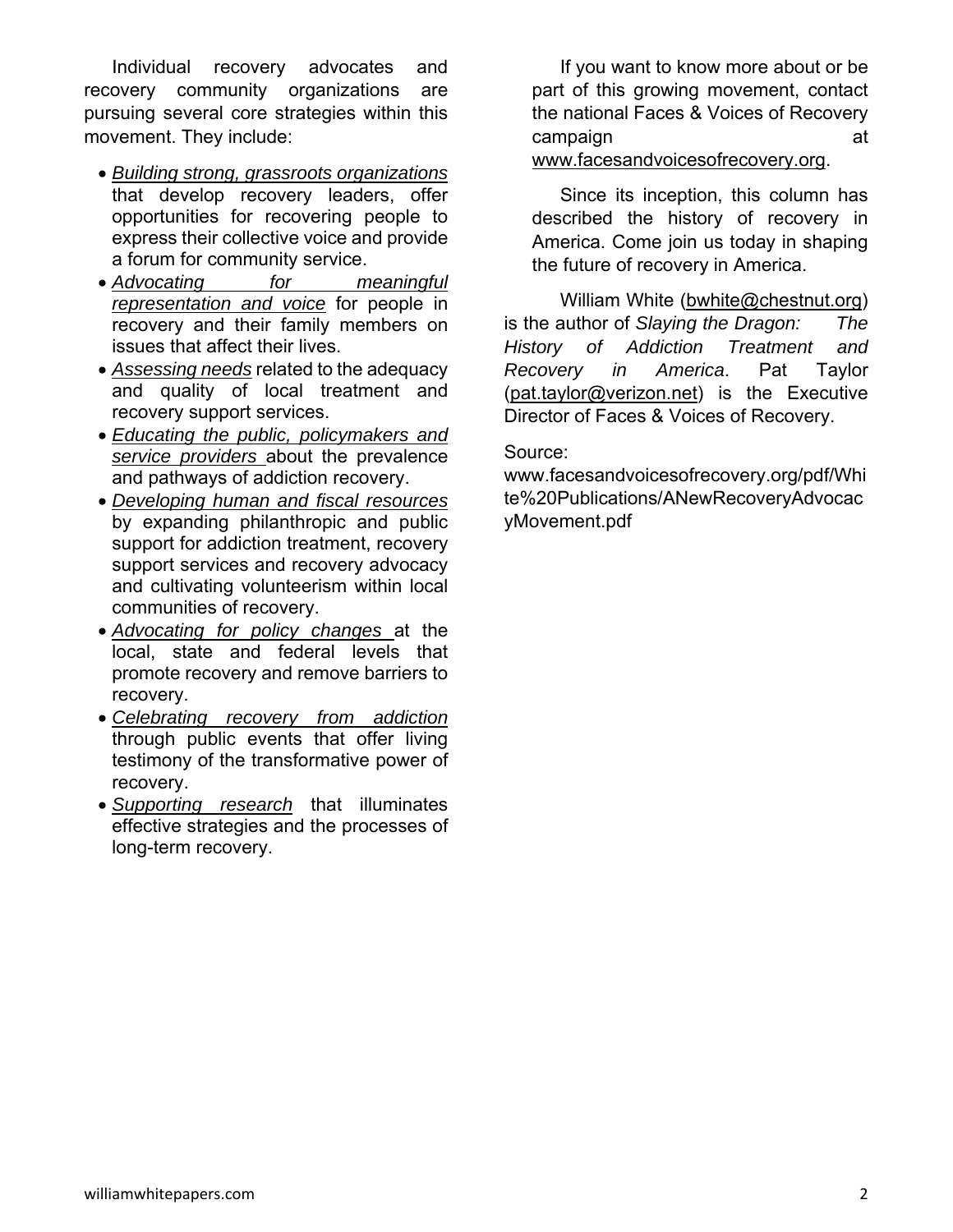Individual recovery advocates and recovery community organizations are pursuing several core strategies within this movement. They include:

- *Building strong, grassroots organizations* that develop recovery leaders, offer opportunities for recovering people to express their collective voice and provide a forum for community service.
- *Advocating for meaningful representation and voice* for people in recovery and their family members on issues that affect their lives.
- *Assessing needs* related to the adequacy and quality of local treatment and recovery support services.
- *Educating the public, policymakers and service providers* about the prevalence and pathways of addiction recovery.
- *Developing human and fiscal resources* by expanding philanthropic and public support for addiction treatment, recovery support services and recovery advocacy and cultivating volunteerism within local communities of recovery.
- *Advocating for policy changes* at the local, state and federal levels that promote recovery and remove barriers to recovery.
- *Celebrating recovery from addiction* through public events that offer living testimony of the transformative power of recovery.
- *Supporting research* that illuminates effective strategies and the processes of long-term recovery.

If you want to know more about or be part of this growing movement, contact the national Faces & Voices of Recovery campaign at www.facesandvoicesofrecovery.org.

Since its inception, this column has described the history of recovery in America. Come join us today in shaping the future of recovery in America.

William White (bwhite@chestnut.org) is the author of *Slaying the Dragon: The History of Addiction Treatment and Recovery in America*. Pat Taylor (pat.taylor@verizon.net) is the Executive Director of Faces & Voices of Recovery.

Source: www.facesandvoicesofrecovery.org/pdf/White%20Publications/ANewRecoveryAdvocacyMovement.pdf